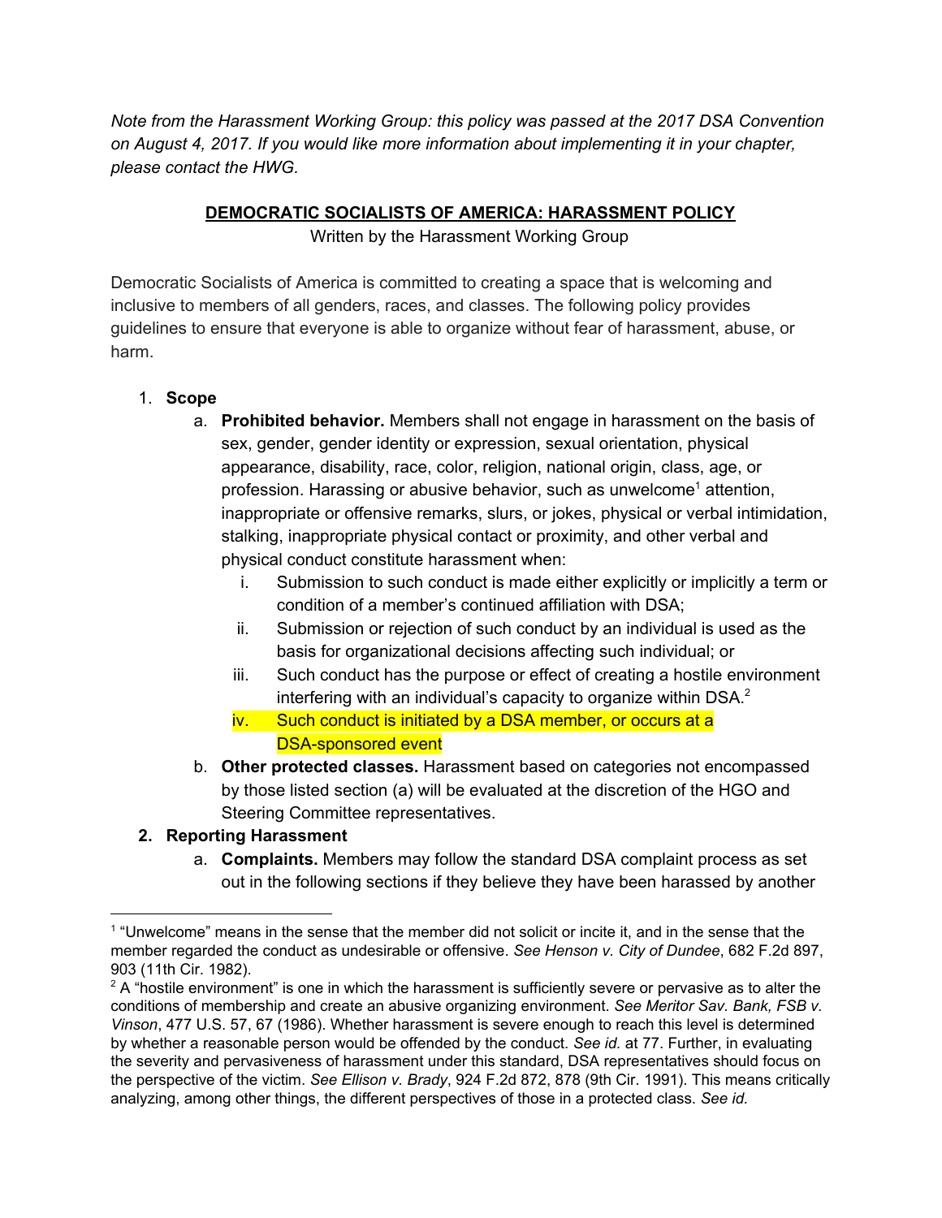*Note from the Harassment Working Group: this policy was passed at the 2017 DSA Convention on August 4, 2017. If you would like more information about implementing it in your chapter, please contact the HWG.*

## DEMOCRATIC SOCIALISTS OF AMERICA: HARASSMENT POLICY

Written by the Harassment Working Group

Democratic Socialists of America is committed to creating a space that is welcoming and inclusive to members of all genders, races, and classes. The following policy provides guidelines to ensure that everyone is able to organize without fear of harassment, abuse, or harm.

1. **Scope**
   a. **Prohibited behavior.** Members shall not engage in harassment on the basis of sex, gender, gender identity or expression, sexual orientation, physical appearance, disability, race, color, religion, national origin, class, age, or profession. Harassing or abusive behavior, such as unwelcome[1] attention, inappropriate or offensive remarks, slurs, or jokes, physical or verbal intimidation, stalking, inappropriate physical contact or proximity, and other verbal and physical conduct constitute harassment when:
      i. Submission to such conduct is made either explicitly or implicitly a term or condition of a member's continued affiliation with DSA;
      ii. Submission or rejection of such conduct by an individual is used as the basis for organizational decisions affecting such individual; or
      iii. Such conduct has the purpose or effect of creating a hostile environment interfering with an individual's capacity to organize within DSA.[2]
      iv. Such conduct is initiated by a DSA member, or occurs at a DSA-sponsored event
   b. **Other protected classes.** Harassment based on categories not encompassed by those listed section (a) will be evaluated at the discretion of the HGO and Steering Committee representatives.

2. **Reporting Harassment**
   a. **Complaints.** Members may follow the standard DSA complaint process as set out in the following sections if they believe they have been harassed by another

---

[1] "Unwelcome" means in the sense that the member did not solicit or incite it, and in the sense that the member regarded the conduct as undesirable or offensive. *See Henson v. City of Dundee*, 682 F.2d 897, 903 (11th Cir. 1982).

[2] A "hostile environment" is one in which the harassment is sufficiently severe or pervasive as to alter the conditions of membership and create an abusive organizing environment. *See Meritor Sav. Bank, FSB v. Vinson*, 477 U.S. 57, 67 (1986). Whether harassment is severe enough to reach this level is determined by whether a reasonable person would be offended by the conduct. *See id.* at 77. Further, in evaluating the severity and pervasiveness of harassment under this standard, DSA representatives should focus on the perspective of the victim. *See Ellison v. Brady*, 924 F.2d 872, 878 (9th Cir. 1991). This means critically analyzing, among other things, the different perspectives of those in a protected class. *See id.*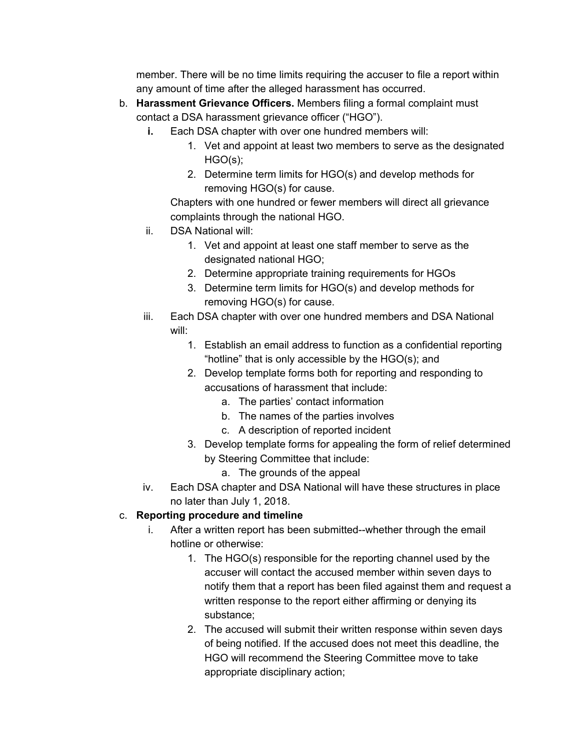member. There will be no time limits requiring the accuser to file a report within any amount of time after the alleged harassment has occurred.

b. **Harassment Grievance Officers.** Members filing a formal complaint must contact a DSA harassment grievance officer ("HGO").

   i. Each DSA chapter with over one hundred members will:

      1. Vet and appoint at least two members to serve as the designated HGO(s);
      2. Determine term limits for HGO(s) and develop methods for removing HGO(s) for cause.

      Chapters with one hundred or fewer members will direct all grievance complaints through the national HGO.

   ii. DSA National will:

      1. Vet and appoint at least one staff member to serve as the designated national HGO;
      2. Determine appropriate training requirements for HGOs
      3. Determine term limits for HGO(s) and develop methods for removing HGO(s) for cause.

   iii. Each DSA chapter with over one hundred members and DSA National will:

      1. Establish an email address to function as a confidential reporting "hotline" that is only accessible by the HGO(s); and
      2. Develop template forms both for reporting and responding to accusations of harassment that include:
         a. The parties' contact information
         b. The names of the parties involves
         c. A description of reported incident
      3. Develop template forms for appealing the form of relief determined by Steering Committee that include:
         a. The grounds of the appeal

   iv. Each DSA chapter and DSA National will have these structures in place no later than July 1, 2018.

c. **Reporting procedure and timeline**

   i. After a written report has been submitted--whether through the email hotline or otherwise:

      1. The HGO(s) responsible for the reporting channel used by the accuser will contact the accused member within seven days to notify them that a report has been filed against them and request a written response to the report either affirming or denying its substance;
      2. The accused will submit their written response within seven days of being notified. If the accused does not meet this deadline, the HGO will recommend the Steering Committee move to take appropriate disciplinary action;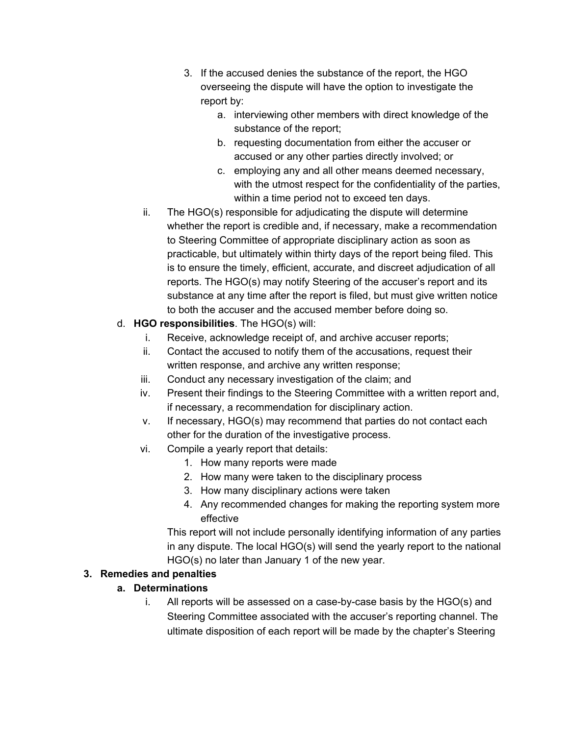3. If the accused denies the substance of the report, the HGO overseeing the dispute will have the option to investigate the report by:
    a. interviewing other members with direct knowledge of the substance of the report;
    b. requesting documentation from either the accuser or accused or any other parties directly involved; or
    c. employing any and all other means deemed necessary, with the utmost respect for the confidentiality of the parties, within a time period not to exceed ten days.

ii. The HGO(s) responsible for adjudicating the dispute will determine whether the report is credible and, if necessary, make a recommendation to Steering Committee of appropriate disciplinary action as soon as practicable, but ultimately within thirty days of the report being filed. This is to ensure the timely, efficient, accurate, and discreet adjudication of all reports. The HGO(s) may notify Steering of the accuser's report and its substance at any time after the report is filed, but must give written notice to both the accuser and the accused member before doing so.

d. **HGO responsibilities**. The HGO(s) will:
    i. Receive, acknowledge receipt of, and archive accuser reports;
    ii. Contact the accused to notify them of the accusations, request their written response, and archive any written response;
    iii. Conduct any necessary investigation of the claim; and
    iv. Present their findings to the Steering Committee with a written report and, if necessary, a recommendation for disciplinary action.
    v. If necessary, HGO(s) may recommend that parties do not contact each other for the duration of the investigative process.
    vi. Compile a yearly report that details:
        1. How many reports were made
        2. How many were taken to the disciplinary process
        3. How many disciplinary actions were taken
        4. Any recommended changes for making the reporting system more effective

    This report will not include personally identifying information of any parties in any dispute. The local HGO(s) will send the yearly report to the national HGO(s) no later than January 1 of the new year.

**3. Remedies and penalties**

**a. Determinations**

i. All reports will be assessed on a case-by-case basis by the HGO(s) and Steering Committee associated with the accuser's reporting channel. The ultimate disposition of each report will be made by the chapter's Steering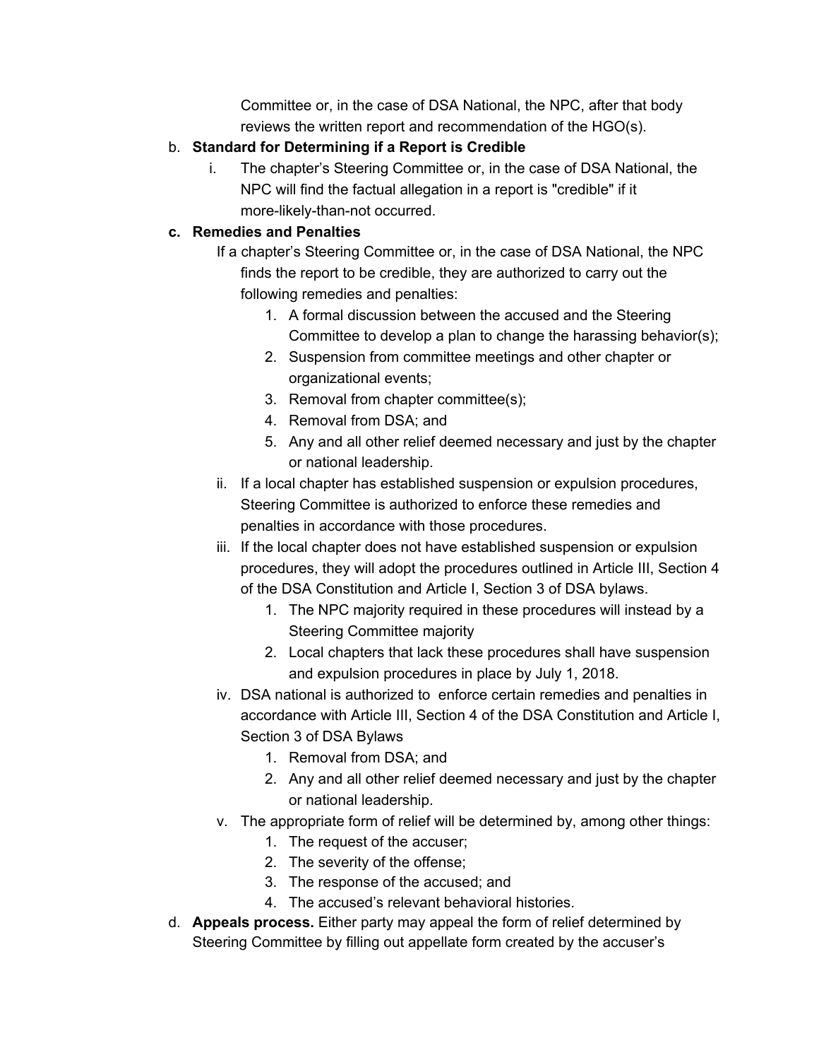Committee or, in the case of DSA National, the NPC, after that body reviews the written report and recommendation of the HGO(s).

b. **Standard for Determining if a Report is Credible**
   i. The chapter's Steering Committee or, in the case of DSA National, the NPC will find the factual allegation in a report is "credible" if it more-likely-than-not occurred.

c. **Remedies and Penalties**
   If a chapter's Steering Committee or, in the case of DSA National, the NPC finds the report to be credible, they are authorized to carry out the following remedies and penalties:
      1. A formal discussion between the accused and the Steering Committee to develop a plan to change the harassing behavior(s);
      2. Suspension from committee meetings and other chapter or organizational events;
      3. Removal from chapter committee(s);
      4. Removal from DSA; and
      5. Any and all other relief deemed necessary and just by the chapter or national leadership.
   ii. If a local chapter has established suspension or expulsion procedures, Steering Committee is authorized to enforce these remedies and penalties in accordance with those procedures.
   iii. If the local chapter does not have established suspension or expulsion procedures, they will adopt the procedures outlined in Article III, Section 4 of the DSA Constitution and Article I, Section 3 of DSA bylaws.
      1. The NPC majority required in these procedures will instead by a Steering Committee majority
      2. Local chapters that lack these procedures shall have suspension and expulsion procedures in place by July 1, 2018.
   iv. DSA national is authorized to enforce certain remedies and penalties in accordance with Article III, Section 4 of the DSA Constitution and Article I, Section 3 of DSA Bylaws
      1. Removal from DSA; and
      2. Any and all other relief deemed necessary and just by the chapter or national leadership.
   v. The appropriate form of relief will be determined by, among other things:
      1. The request of the accuser;
      2. The severity of the offense;
      3. The response of the accused; and
      4. The accused's relevant behavioral histories.

d. **Appeals process.** Either party may appeal the form of relief determined by Steering Committee by filling out appellate form created by the accuser's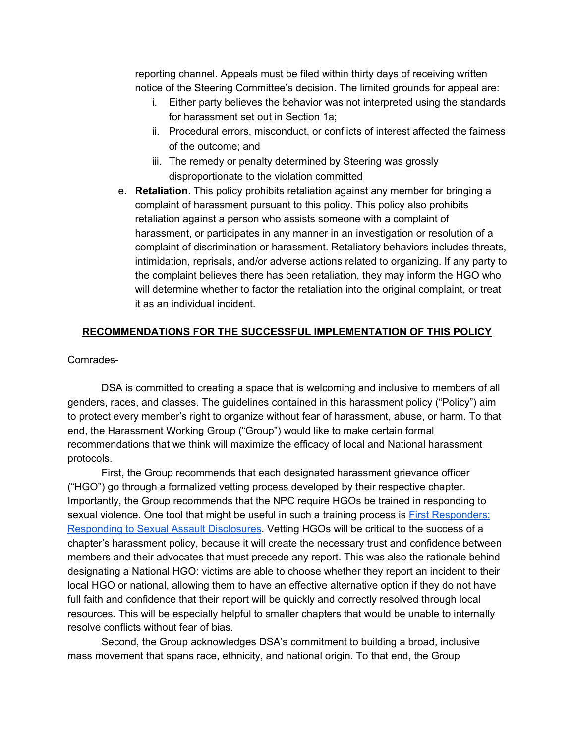reporting channel. Appeals must be filed within thirty days of receiving written notice of the Steering Committee's decision. The limited grounds for appeal are:

   i. Either party believes the behavior was not interpreted using the standards for harassment set out in Section 1a;
   ii. Procedural errors, misconduct, or conflicts of interest affected the fairness of the outcome; and
   iii. The remedy or penalty determined by Steering was grossly disproportionate to the violation committed

e. **Retaliation**. This policy prohibits retaliation against any member for bringing a complaint of harassment pursuant to this policy. This policy also prohibits retaliation against a person who assists someone with a complaint of harassment, or participates in any manner in an investigation or resolution of a complaint of discrimination or harassment. Retaliatory behaviors includes threats, intimidation, reprisals, and/or adverse actions related to organizing. If any party to the complaint believes there has been retaliation, they may inform the HGO who will determine whether to factor the retaliation into the original complaint, or treat it as an individual incident.

## RECOMMENDATIONS FOR THE SUCCESSFUL IMPLEMENTATION OF THIS POLICY

Comrades-

DSA is committed to creating a space that is welcoming and inclusive to members of all genders, races, and classes. The guidelines contained in this harassment policy ("Policy") aim to protect every member's right to organize without fear of harassment, abuse, or harm. To that end, the Harassment Working Group ("Group") would like to make certain formal recommendations that we think will maximize the efficacy of local and National harassment protocols.

First, the Group recommends that each designated harassment grievance officer ("HGO") go through a formalized vetting process developed by their respective chapter. Importantly, the Group recommends that the NPC require HGOs be trained in responding to sexual violence. One tool that might be useful in such a training process is First Responders: Responding to Sexual Assault Disclosures. Vetting HGOs will be critical to the success of a chapter's harassment policy, because it will create the necessary trust and confidence between members and their advocates that must precede any report. This was also the rationale behind designating a National HGO: victims are able to choose whether they report an incident to their local HGO or national, allowing them to have an effective alternative option if they do not have full faith and confidence that their report will be quickly and correctly resolved through local resources. This will be especially helpful to smaller chapters that would be unable to internally resolve conflicts without fear of bias.

Second, the Group acknowledges DSA's commitment to building a broad, inclusive mass movement that spans race, ethnicity, and national origin. To that end, the Group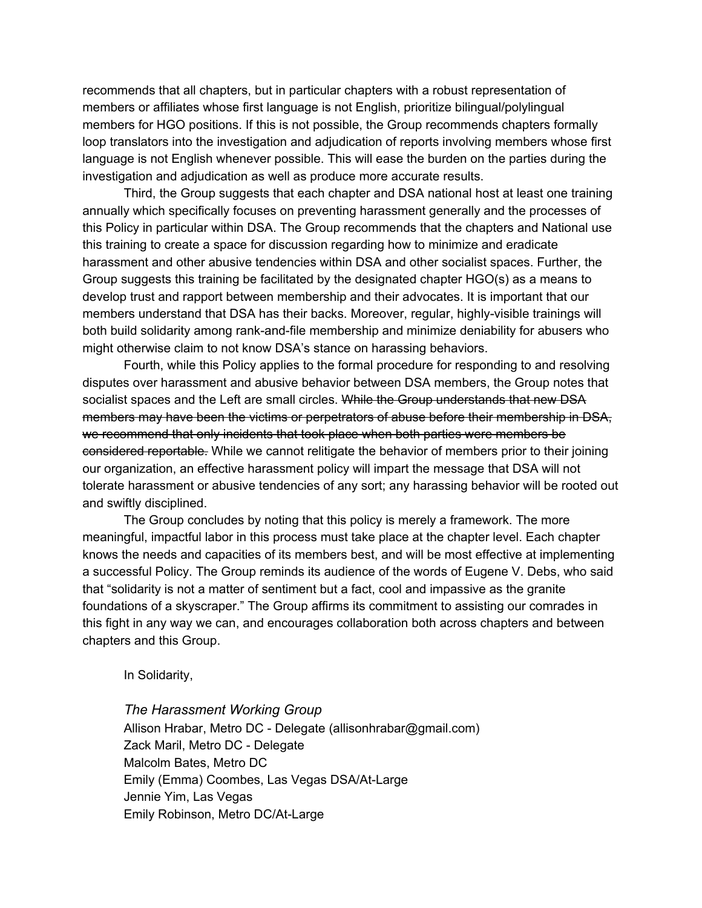recommends that all chapters, but in particular chapters with a robust representation of members or affiliates whose first language is not English, prioritize bilingual/polylingual members for HGO positions. If this is not possible, the Group recommends chapters formally loop translators into the investigation and adjudication of reports involving members whose first language is not English whenever possible. This will ease the burden on the parties during the investigation and adjudication as well as produce more accurate results.

Third, the Group suggests that each chapter and DSA national host at least one training annually which specifically focuses on preventing harassment generally and the processes of this Policy in particular within DSA. The Group recommends that the chapters and National use this training to create a space for discussion regarding how to minimize and eradicate harassment and other abusive tendencies within DSA and other socialist spaces. Further, the Group suggests this training be facilitated by the designated chapter HGO(s) as a means to develop trust and rapport between membership and their advocates. It is important that our members understand that DSA has their backs. Moreover, regular, highly-visible trainings will both build solidarity among rank-and-file membership and minimize deniability for abusers who might otherwise claim to not know DSA's stance on harassing behaviors.

Fourth, while this Policy applies to the formal procedure for responding to and resolving disputes over harassment and abusive behavior between DSA members, the Group notes that socialist spaces and the Left are small circles. ~~While the Group understands that new DSA members may have been the victims or perpetrators of abuse before their membership in DSA, we recommend that only incidents that took place when both parties were members be considered reportable.~~ While we cannot relitigate the behavior of members prior to their joining our organization, an effective harassment policy will impart the message that DSA will not tolerate harassment or abusive tendencies of any sort; any harassing behavior will be rooted out and swiftly disciplined.

The Group concludes by noting that this policy is merely a framework. The more meaningful, impactful labor in this process must take place at the chapter level. Each chapter knows the needs and capacities of its members best, and will be most effective at implementing a successful Policy. The Group reminds its audience of the words of Eugene V. Debs, who said that "solidarity is not a matter of sentiment but a fact, cool and impassive as the granite foundations of a skyscraper." The Group affirms its commitment to assisting our comrades in this fight in any way we can, and encourages collaboration both across chapters and between chapters and this Group.

In Solidarity,

*The Harassment Working Group*
Allison Hrabar, Metro DC - Delegate (allisonhrabar@gmail.com)
Zack Maril, Metro DC - Delegate
Malcolm Bates, Metro DC
Emily (Emma) Coombes, Las Vegas DSA/At-Large
Jennie Yim, Las Vegas
Emily Robinson, Metro DC/At-Large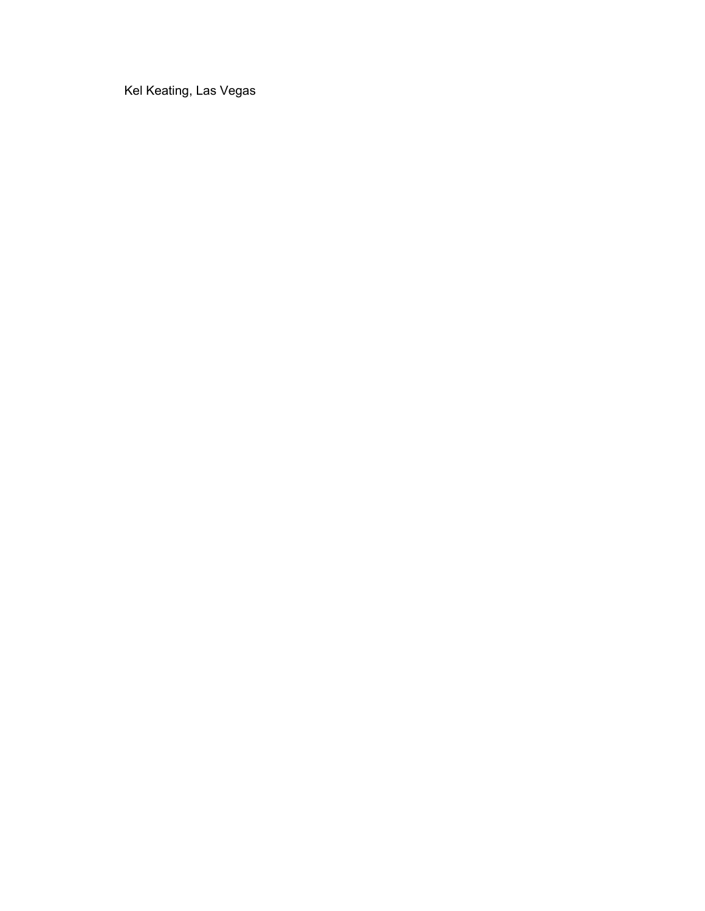Kel Keating, Las Vegas